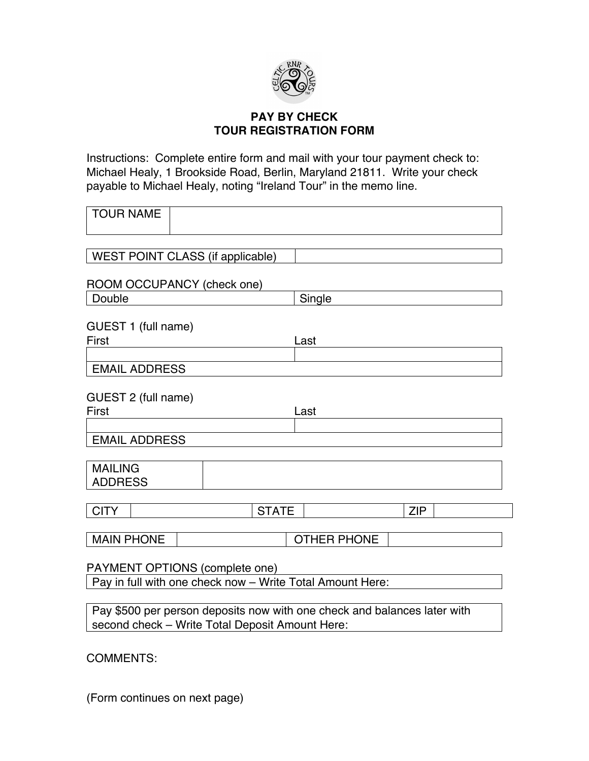# PAY BY CHECK
# TOUR REGISTRATION FORM

Instructions: Complete entire form and mail with your tour payment check to: Michael Healy, 1 Brookside Road, Berlin, Maryland 21811. Write your check payable to Michael Healy, noting "Ireland Tour" in the memo line.

| TOUR NAME | |
|---|---|

| WEST POINT CLASS (if applicable) | |
|---|---|

ROOM OCCUPANCY (check one)

| Double | Single |
|---|---|

GUEST 1 (full name)

| First | Last |
|---|---|
| | |
| EMAIL ADDRESS | |

GUEST 2 (full name)

| First | Last |
|---|---|
| | |
| EMAIL ADDRESS | |

| MAILING ADDRESS | |
|---|---|

| CITY | | STATE | | ZIP | |
|---|---|---|---|---|---|

| MAIN PHONE | | OTHER PHONE | |
|---|---|---|---|

PAYMENT OPTIONS (complete one)

| Pay in full with one check now – Write Total Amount Here: |
|---|

| Pay $500 per person deposits now with one check and balances later with second check – Write Total Deposit Amount Here: |
|---|

COMMENTS:

(Form continues on next page)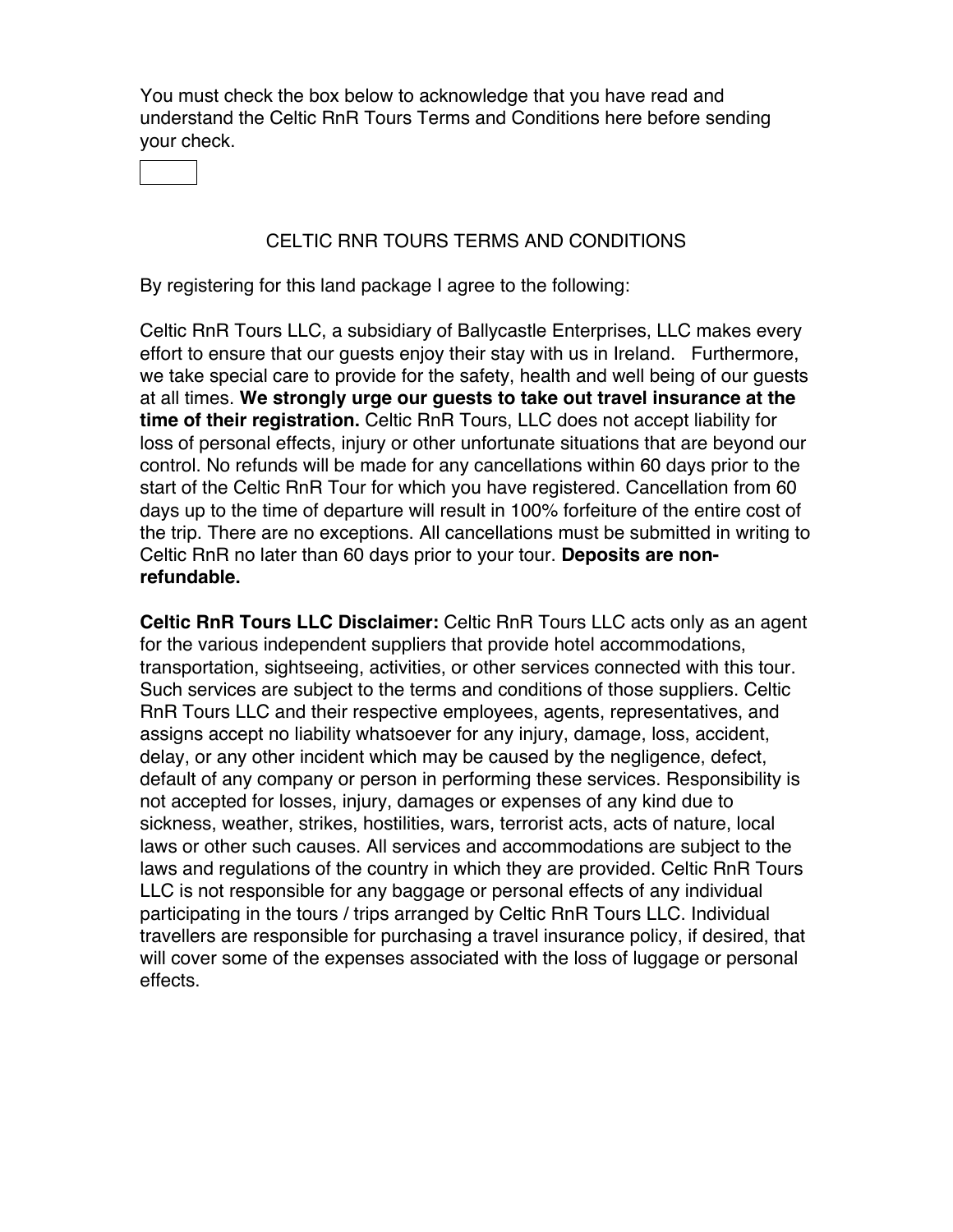You must check the box below to acknowledge that you have read and understand the Celtic RnR Tours Terms and Conditions here before sending your check.

☐

## CELTIC RNR TOURS TERMS AND CONDITIONS

By registering for this land package I agree to the following:

Celtic RnR Tours LLC, a subsidiary of Ballycastle Enterprises, LLC makes every effort to ensure that our guests enjoy their stay with us in Ireland. Furthermore, we take special care to provide for the safety, health and well being of our guests at all times. **We strongly urge our guests to take out travel insurance at the time of their registration.** Celtic RnR Tours, LLC does not accept liability for loss of personal effects, injury or other unfortunate situations that are beyond our control. No refunds will be made for any cancellations within 60 days prior to the start of the Celtic RnR Tour for which you have registered. Cancellation from 60 days up to the time of departure will result in 100% forfeiture of the entire cost of the trip. There are no exceptions. All cancellations must be submitted in writing to Celtic RnR no later than 60 days prior to your tour. **Deposits are non-refundable.**

**Celtic RnR Tours LLC Disclaimer:** Celtic RnR Tours LLC acts only as an agent for the various independent suppliers that provide hotel accommodations, transportation, sightseeing, activities, or other services connected with this tour. Such services are subject to the terms and conditions of those suppliers. Celtic RnR Tours LLC and their respective employees, agents, representatives, and assigns accept no liability whatsoever for any injury, damage, loss, accident, delay, or any other incident which may be caused by the negligence, defect, default of any company or person in performing these services. Responsibility is not accepted for losses, injury, damages or expenses of any kind due to sickness, weather, strikes, hostilities, wars, terrorist acts, acts of nature, local laws or other such causes. All services and accommodations are subject to the laws and regulations of the country in which they are provided. Celtic RnR Tours LLC is not responsible for any baggage or personal effects of any individual participating in the tours / trips arranged by Celtic RnR Tours LLC. Individual travellers are responsible for purchasing a travel insurance policy, if desired, that will cover some of the expenses associated with the loss of luggage or personal effects.